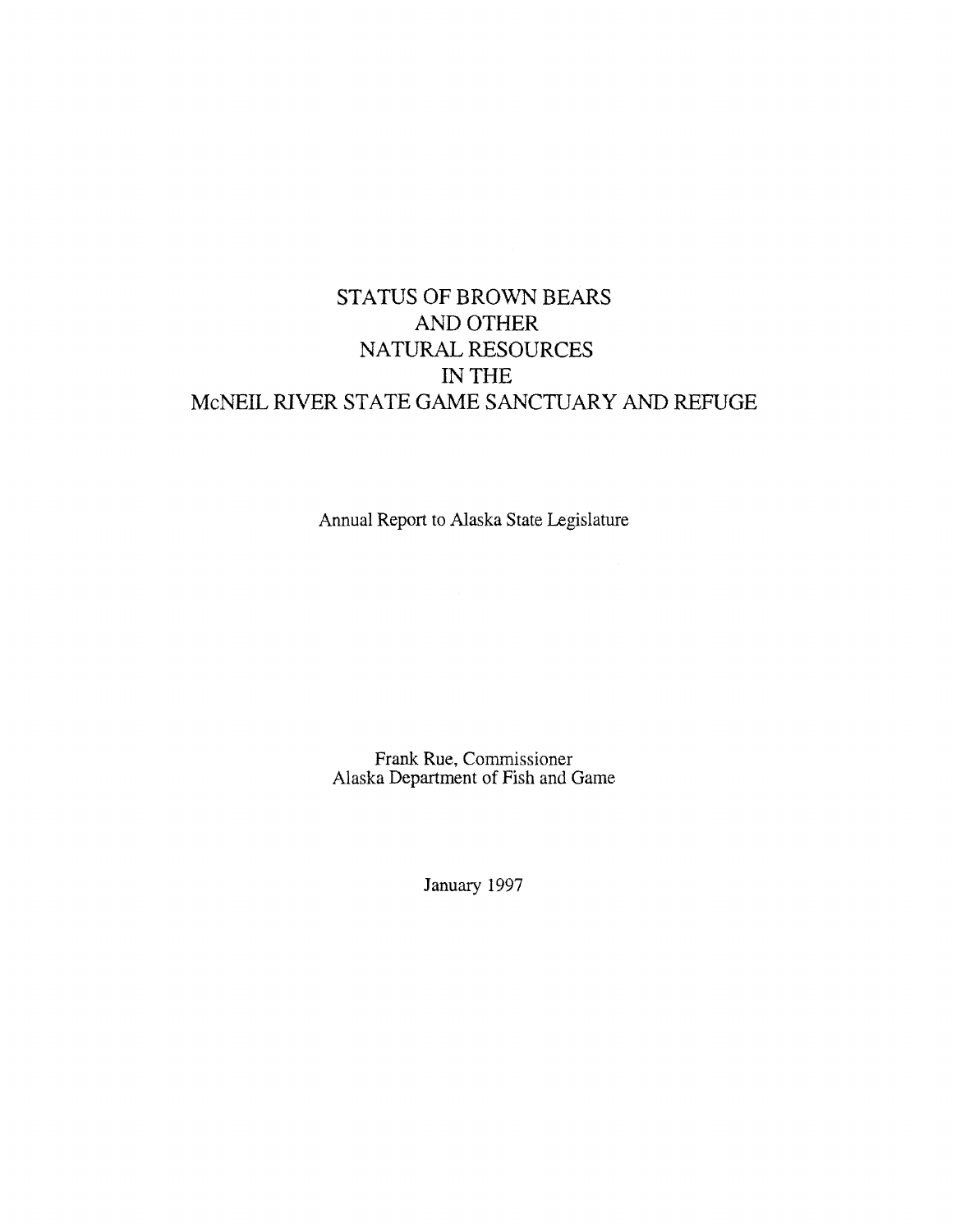# STATUS OF BROWN BEARS AND OTHER NATURAL RESOURCES IN THE McNEIL RIVER STATE GAME SANCTUARY AND REFUGE

Annual Report to Alaska State Legislature

Frank Rue, Commissioner
Alaska Department of Fish and Game

January 1997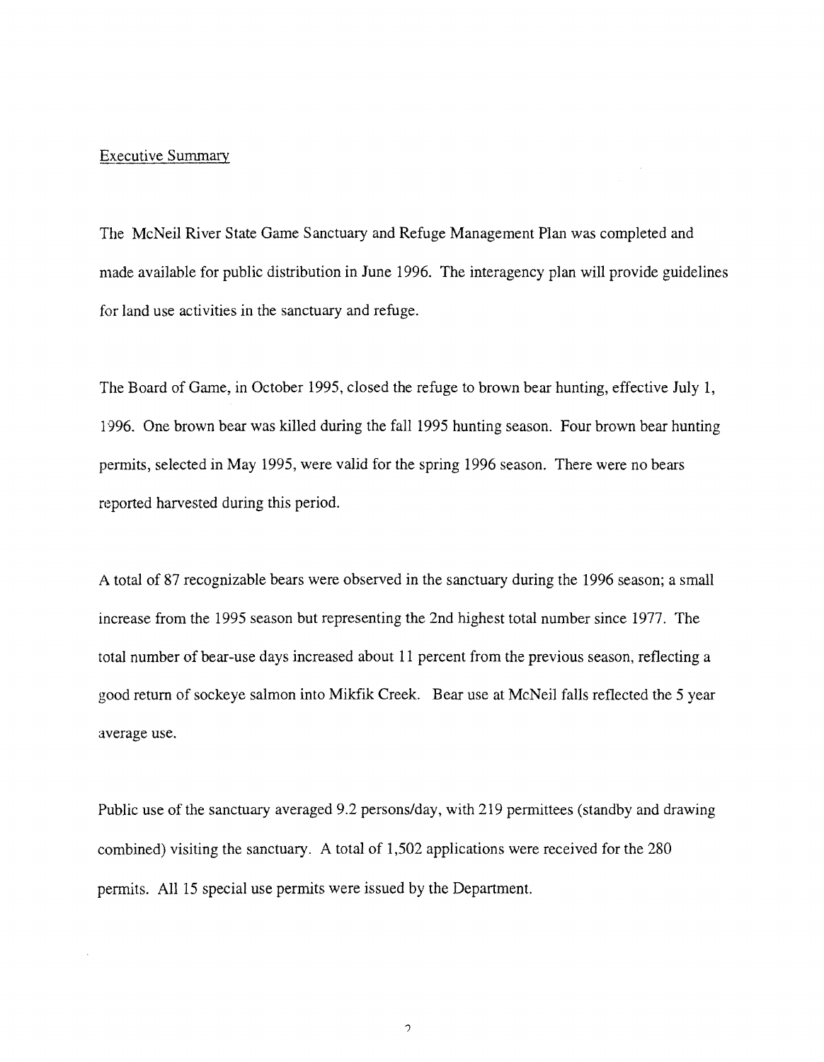## Executive Summary

The McNeil River State Game Sanctuary and Refuge Management Plan was completed and made available for public distribution in June 1996. The interagency plan will provide guidelines for land use activities in the sanctuary and refuge.

The Board of Game, in October 1995, closed the refuge to brown bear hunting, effective July 1, 1996. One brown bear was killed during the fall 1995 hunting season. Four brown bear hunting permits, selected in May 1995, were valid for the spring 1996 season. There were no bears reported harvested during this period.

A total of 87 recognizable bears were observed in the sanctuary during the 1996 season; a small increase from the 1995 season but representing the 2nd highest total number since 1977. The total number of bear-use days increased about 11 percent from the previous season, reflecting a good return of sockeye salmon into Mikfik Creek. Bear use at McNeil falls reflected the 5 year average use.

Public use of the sanctuary averaged 9.2 persons/day, with 219 permittees (standby and drawing combined) visiting the sanctuary. A total of 1,502 applications were received for the 280 permits. All 15 special use permits were issued by the Department.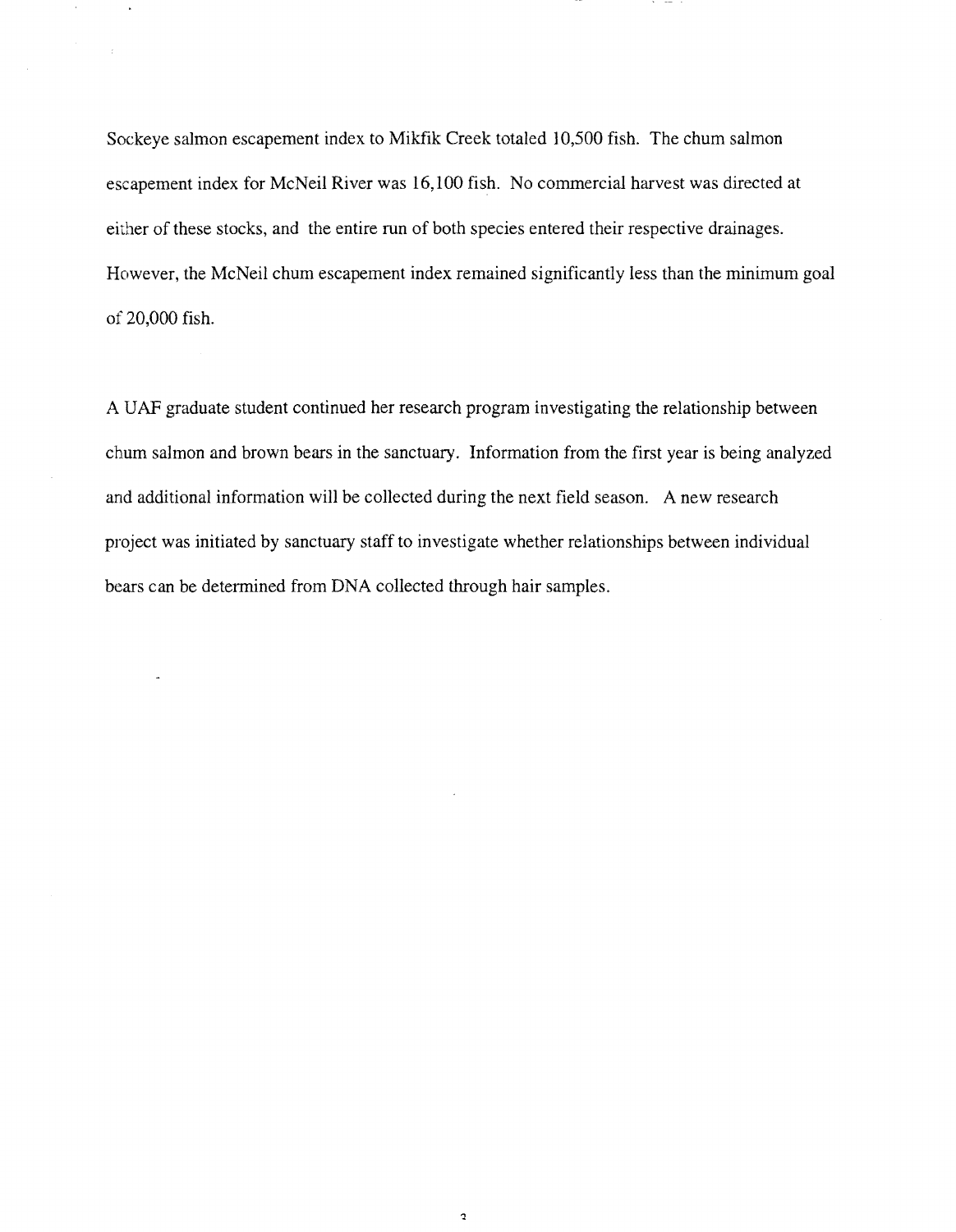Sockeye salmon escapement index to Mikfik Creek totaled 10,500 fish. The chum salmon escapement index for McNeil River was 16,100 fish. No commercial harvest was directed at either of these stocks, and the entire run of both species entered their respective drainages. However, the McNeil chum escapement index remained significantly less than the minimum goal of 20,000 fish.

A UAF graduate student continued her research program investigating the relationship between chum salmon and brown bears in the sanctuary. Information from the first year is being analyzed and additional information will be collected during the next field season. A new research project was initiated by sanctuary staff to investigate whether relationships between individual bears can be determined from DNA collected through hair samples.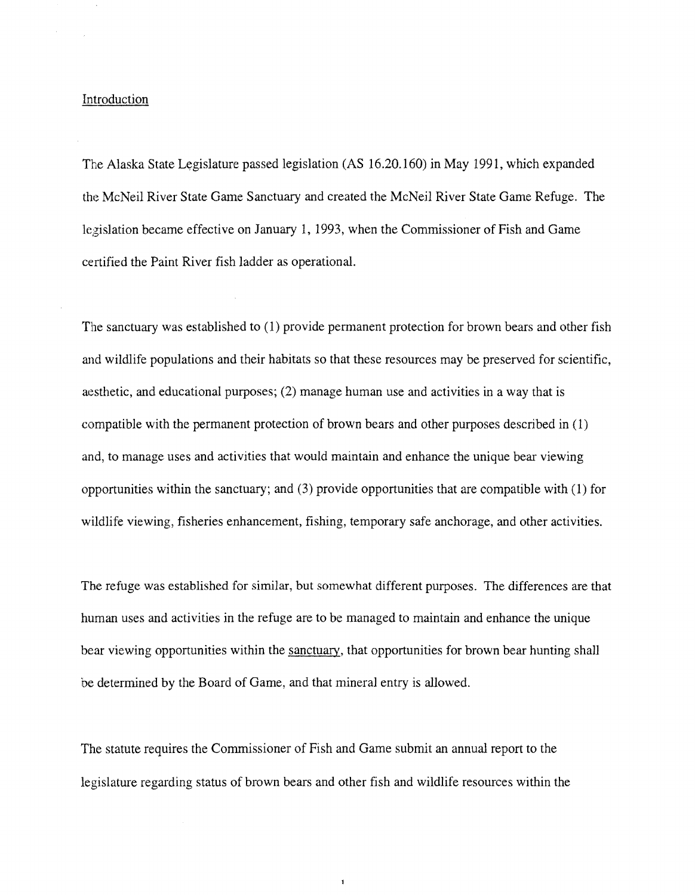## Introduction

The Alaska State Legislature passed legislation (AS 16.20.160) in May 1991, which expanded the McNeil River State Game Sanctuary and created the McNeil River State Game Refuge. The legislation became effective on January 1, 1993, when the Commissioner of Fish and Game certified the Paint River fish ladder as operational.

The sanctuary was established to (1) provide permanent protection for brown bears and other fish and wildlife populations and their habitats so that these resources may be preserved for scientific, aesthetic, and educational purposes; (2) manage human use and activities in a way that is compatible with the permanent protection of brown bears and other purposes described in (1) and, to manage uses and activities that would maintain and enhance the unique bear viewing opportunities within the sanctuary; and (3) provide opportunities that are compatible with (1) for wildlife viewing, fisheries enhancement, fishing, temporary safe anchorage, and other activities.

The refuge was established for similar, but somewhat different purposes. The differences are that human uses and activities in the refuge are to be managed to maintain and enhance the unique bear viewing opportunities within the <u>sanctuary</u>, that opportunities for brown bear hunting shall be determined by the Board of Game, and that mineral entry is allowed.

The statute requires the Commissioner of Fish and Game submit an annual report to the legislature regarding status of brown bears and other fish and wildlife resources within the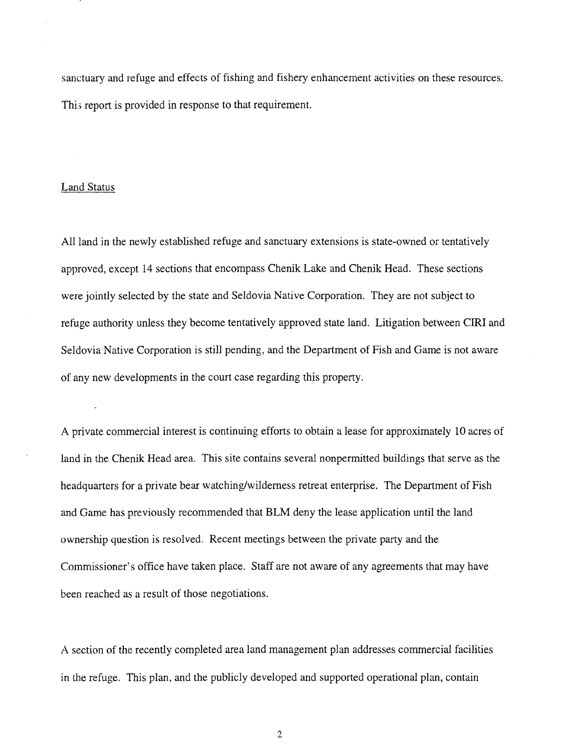sanctuary and refuge and effects of fishing and fishery enhancement activities on these resources. This report is provided in response to that requirement.

## Land Status

All land in the newly established refuge and sanctuary extensions is state-owned or tentatively approved, except 14 sections that encompass Chenik Lake and Chenik Head. These sections were jointly selected by the state and Seldovia Native Corporation. They are not subject to refuge authority unless they become tentatively approved state land. Litigation between CIRI and Seldovia Native Corporation is still pending, and the Department of Fish and Game is not aware of any new developments in the court case regarding this property.

A private commercial interest is continuing efforts to obtain a lease for approximately 10 acres of land in the Chenik Head area. This site contains several nonpermitted buildings that serve as the headquarters for a private bear watching/wilderness retreat enterprise. The Department of Fish and Game has previously recommended that BLM deny the lease application until the land ownership question is resolved. Recent meetings between the private party and the Commissioner's office have taken place. Staff are not aware of any agreements that may have been reached as a result of those negotiations.

A section of the recently completed area land management plan addresses commercial facilities in the refuge. This plan, and the publicly developed and supported operational plan, contain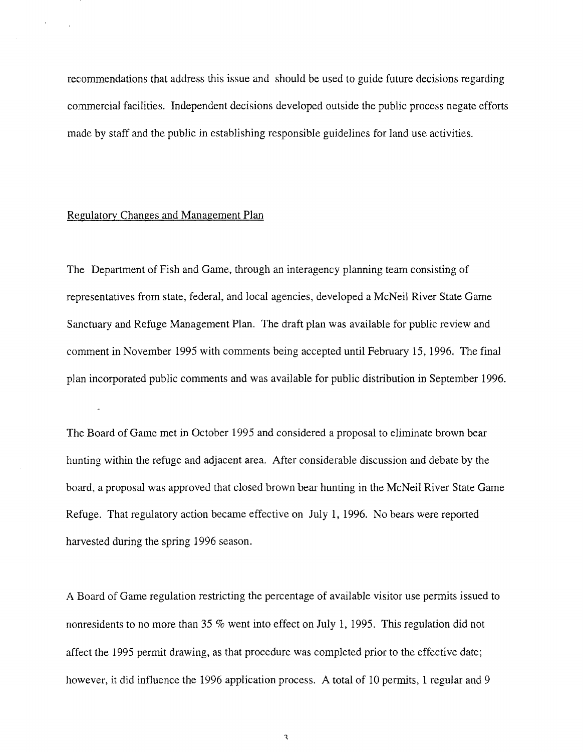recommendations that address this issue and should be used to guide future decisions regarding commercial facilities. Independent decisions developed outside the public process negate efforts made by staff and the public in establishing responsible guidelines for land use activities.

## Regulatory Changes and Management Plan

The Department of Fish and Game, through an interagency planning team consisting of representatives from state, federal, and local agencies, developed a McNeil River State Game Sanctuary and Refuge Management Plan. The draft plan was available for public review and comment in November 1995 with comments being accepted until February 15, 1996. The final plan incorporated public comments and was available for public distribution in September 1996.

The Board of Game met in October 1995 and considered a proposal to eliminate brown bear hunting within the refuge and adjacent area. After considerable discussion and debate by the board, a proposal was approved that closed brown bear hunting in the McNeil River State Game Refuge. That regulatory action became effective on July 1, 1996. No bears were reported harvested during the spring 1996 season.

A Board of Game regulation restricting the percentage of available visitor use permits issued to nonresidents to no more than 35 % went into effect on July 1, 1995. This regulation did not affect the 1995 permit drawing, as that procedure was completed prior to the effective date; however, it did influence the 1996 application process. A total of 10 permits, 1 regular and 9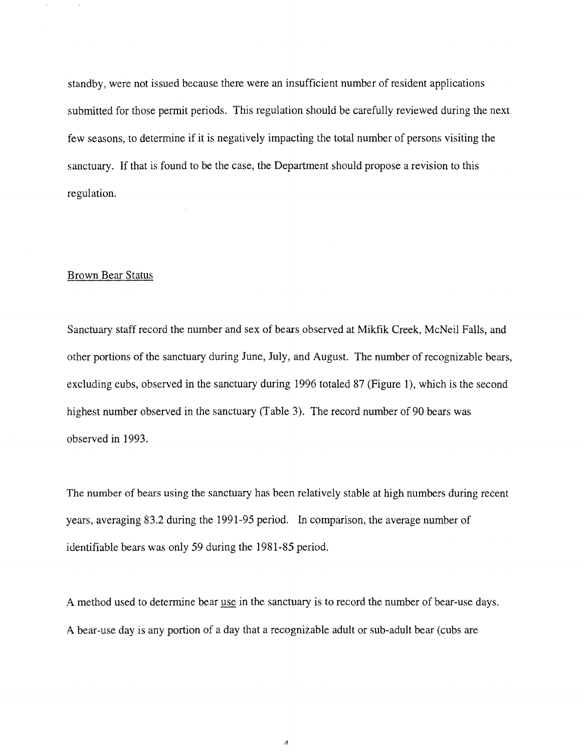standby, were not issued because there were an insufficient number of resident applications submitted for those permit periods. This regulation should be carefully reviewed during the next few seasons, to determine if it is negatively impacting the total number of persons visiting the sanctuary. If that is found to be the case, the Department should propose a revision to this regulation.

## Brown Bear Status

Sanctuary staff record the number and sex of bears observed at Mikfik Creek, McNeil Falls, and other portions of the sanctuary during June, July, and August. The number of recognizable bears, excluding cubs, observed in the sanctuary during 1996 totaled 87 (Figure 1), which is the second highest number observed in the sanctuary (Table 3). The record number of 90 bears was observed in 1993.

The number of bears using the sanctuary has been relatively stable at high numbers during recent years, averaging 83.2 during the 1991-95 period. In comparison, the average number of identifiable bears was only 59 during the 1981-85 period.

A method used to determine bear use in the sanctuary is to record the number of bear-use days. A bear-use day is any portion of a day that a recognizable adult or sub-adult bear (cubs are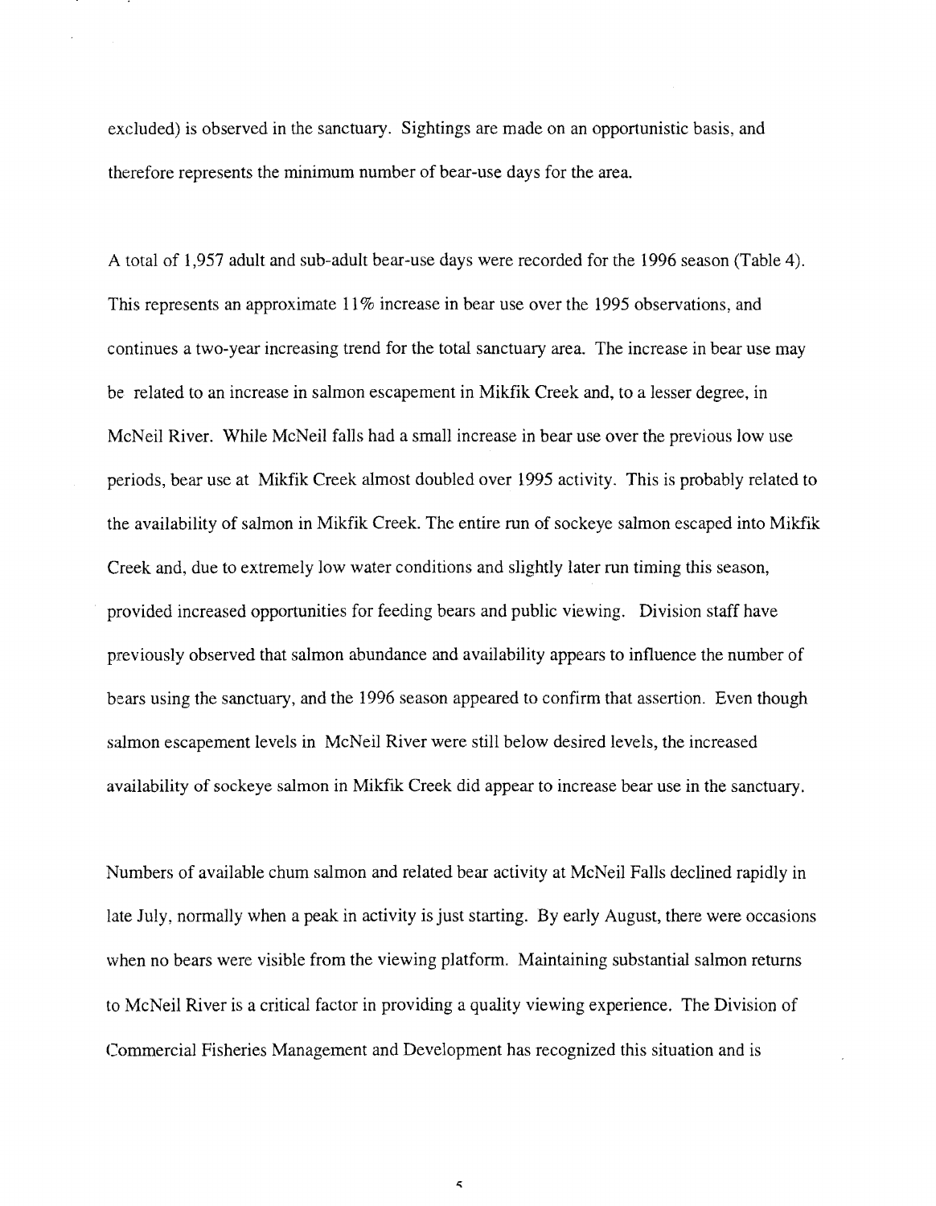excluded) is observed in the sanctuary. Sightings are made on an opportunistic basis, and therefore represents the minimum number of bear-use days for the area.

A total of 1,957 adult and sub-adult bear-use days were recorded for the 1996 season (Table 4). This represents an approximate 11% increase in bear use over the 1995 observations, and continues a two-year increasing trend for the total sanctuary area. The increase in bear use may be related to an increase in salmon escapement in Mikfik Creek and, to a lesser degree, in McNeil River. While McNeil falls had a small increase in bear use over the previous low use periods, bear use at Mikfik Creek almost doubled over 1995 activity. This is probably related to the availability of salmon in Mikfik Creek. The entire run of sockeye salmon escaped into Mikfik Creek and, due to extremely low water conditions and slightly later run timing this season, provided increased opportunities for feeding bears and public viewing. Division staff have previously observed that salmon abundance and availability appears to influence the number of bears using the sanctuary, and the 1996 season appeared to confirm that assertion. Even though salmon escapement levels in McNeil River were still below desired levels, the increased availability of sockeye salmon in Mikfik Creek did appear to increase bear use in the sanctuary.

Numbers of available chum salmon and related bear activity at McNeil Falls declined rapidly in late July, normally when a peak in activity is just starting. By early August, there were occasions when no bears were visible from the viewing platform. Maintaining substantial salmon returns to McNeil River is a critical factor in providing a quality viewing experience. The Division of Commercial Fisheries Management and Development has recognized this situation and is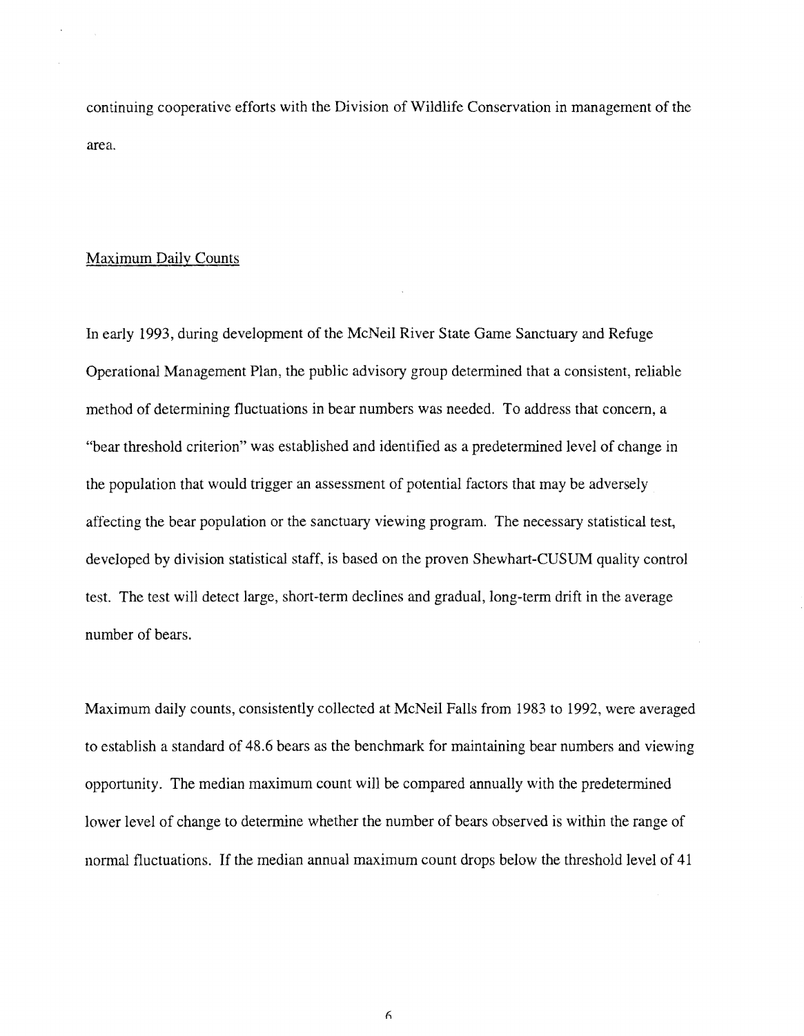continuing cooperative efforts with the Division of Wildlife Conservation in management of the area.

### Maximum Daily Counts

In early 1993, during development of the McNeil River State Game Sanctuary and Refuge Operational Management Plan, the public advisory group determined that a consistent, reliable method of determining fluctuations in bear numbers was needed. To address that concern, a "bear threshold criterion" was established and identified as a predetermined level of change in the population that would trigger an assessment of potential factors that may be adversely affecting the bear population or the sanctuary viewing program. The necessary statistical test, developed by division statistical staff, is based on the proven Shewhart-CUSUM quality control test. The test will detect large, short-term declines and gradual, long-term drift in the average number of bears.

Maximum daily counts, consistently collected at McNeil Falls from 1983 to 1992, were averaged to establish a standard of 48.6 bears as the benchmark for maintaining bear numbers and viewing opportunity. The median maximum count will be compared annually with the predetermined lower level of change to determine whether the number of bears observed is within the range of normal fluctuations. If the median annual maximum count drops below the threshold level of 41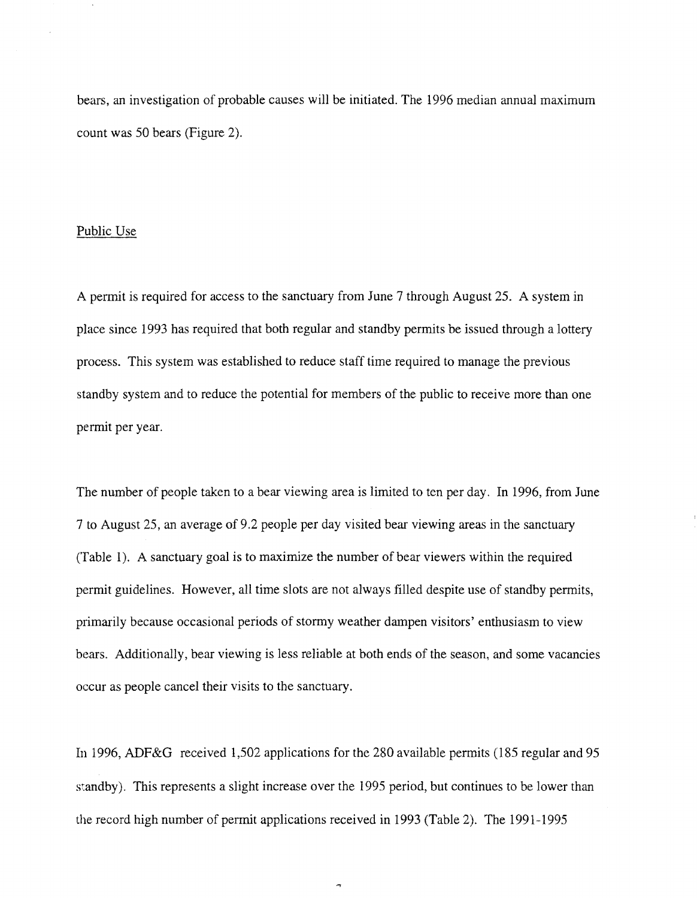bears, an investigation of probable causes will be initiated. The 1996 median annual maximum count was 50 bears (Figure 2).

## Public Use

A permit is required for access to the sanctuary from June 7 through August 25. A system in place since 1993 has required that both regular and standby permits be issued through a lottery process. This system was established to reduce staff time required to manage the previous standby system and to reduce the potential for members of the public to receive more than one permit per year.

The number of people taken to a bear viewing area is limited to ten per day. In 1996, from June 7 to August 25, an average of 9.2 people per day visited bear viewing areas in the sanctuary (Table 1). A sanctuary goal is to maximize the number of bear viewers within the required permit guidelines. However, all time slots are not always filled despite use of standby permits, primarily because occasional periods of stormy weather dampen visitors' enthusiasm to view bears. Additionally, bear viewing is less reliable at both ends of the season, and some vacancies occur as people cancel their visits to the sanctuary.

In 1996, ADF&G received 1,502 applications for the 280 available permits (185 regular and 95 standby). This represents a slight increase over the 1995 period, but continues to be lower than the record high number of permit applications received in 1993 (Table 2). The 1991-1995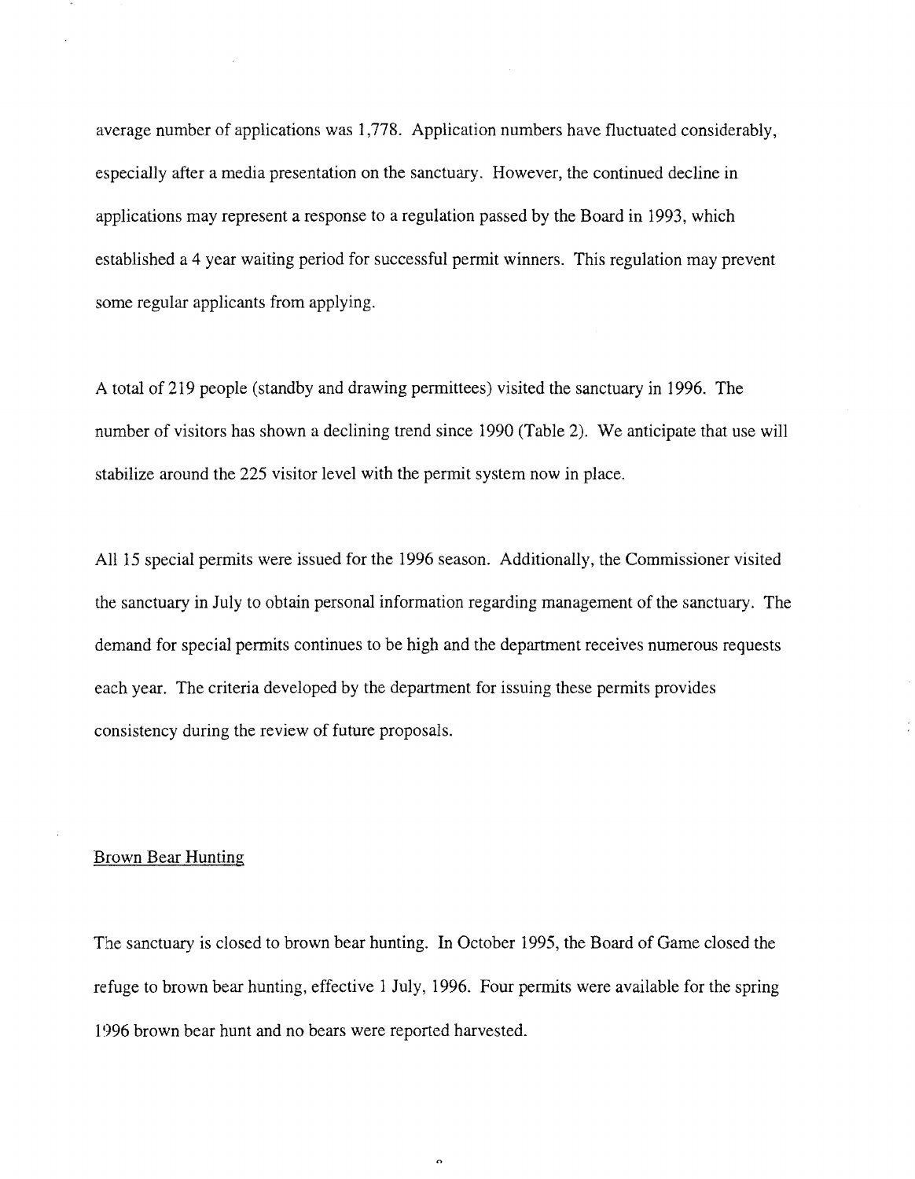average number of applications was 1,778. Application numbers have fluctuated considerably, especially after a media presentation on the sanctuary. However, the continued decline in applications may represent a response to a regulation passed by the Board in 1993, which established a 4 year waiting period for successful permit winners. This regulation may prevent some regular applicants from applying.

A total of 219 people (standby and drawing permittees) visited the sanctuary in 1996. The number of visitors has shown a declining trend since 1990 (Table 2). We anticipate that use will stabilize around the 225 visitor level with the permit system now in place.

All 15 special permits were issued for the 1996 season. Additionally, the Commissioner visited the sanctuary in July to obtain personal information regarding management of the sanctuary. The demand for special permits continues to be high and the department receives numerous requests each year. The criteria developed by the department for issuing these permits provides consistency during the review of future proposals.

## Brown Bear Hunting

The sanctuary is closed to brown bear hunting. In October 1995, the Board of Game closed the refuge to brown bear hunting, effective 1 July, 1996. Four permits were available for the spring 1996 brown bear hunt and no bears were reported harvested.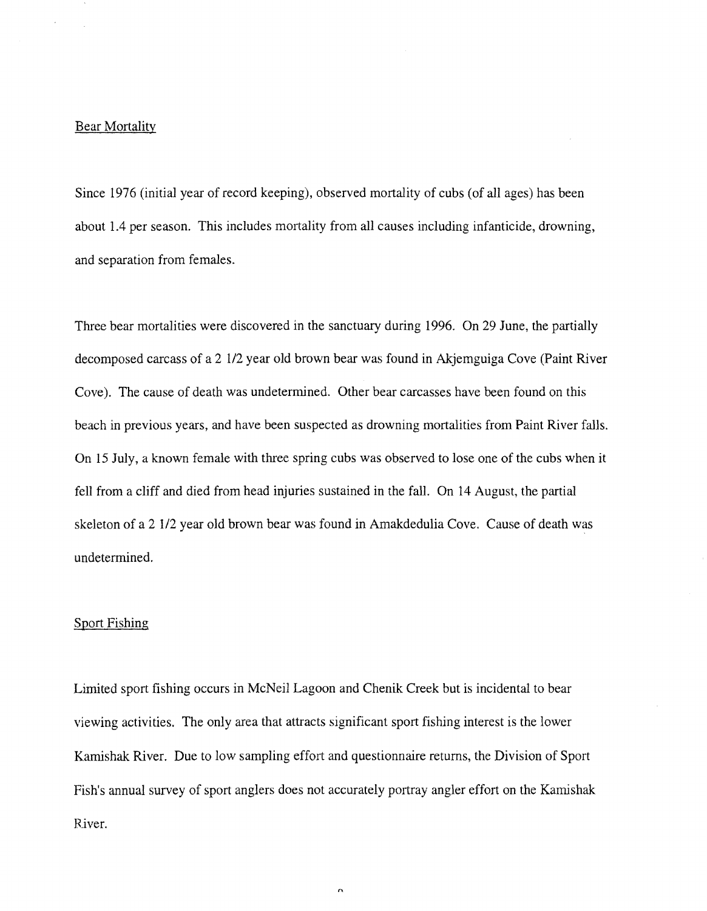## Bear Mortality

Since 1976 (initial year of record keeping), observed mortality of cubs (of all ages) has been about 1.4 per season. This includes mortality from all causes including infanticide, drowning, and separation from females.

Three bear mortalities were discovered in the sanctuary during 1996. On 29 June, the partially decomposed carcass of a 2 1/2 year old brown bear was found in Akjemguiga Cove (Paint River Cove). The cause of death was undetermined. Other bear carcasses have been found on this beach in previous years, and have been suspected as drowning mortalities from Paint River falls. On 15 July, a known female with three spring cubs was observed to lose one of the cubs when it fell from a cliff and died from head injuries sustained in the fall. On 14 August, the partial skeleton of a 2 1/2 year old brown bear was found in Amakdedulia Cove. Cause of death was undetermined.

## Sport Fishing

Limited sport fishing occurs in McNeil Lagoon and Chenik Creek but is incidental to bear viewing activities. The only area that attracts significant sport fishing interest is the lower Kamishak River. Due to low sampling effort and questionnaire returns, the Division of Sport Fish's annual survey of sport anglers does not accurately portray angler effort on the Kamishak River.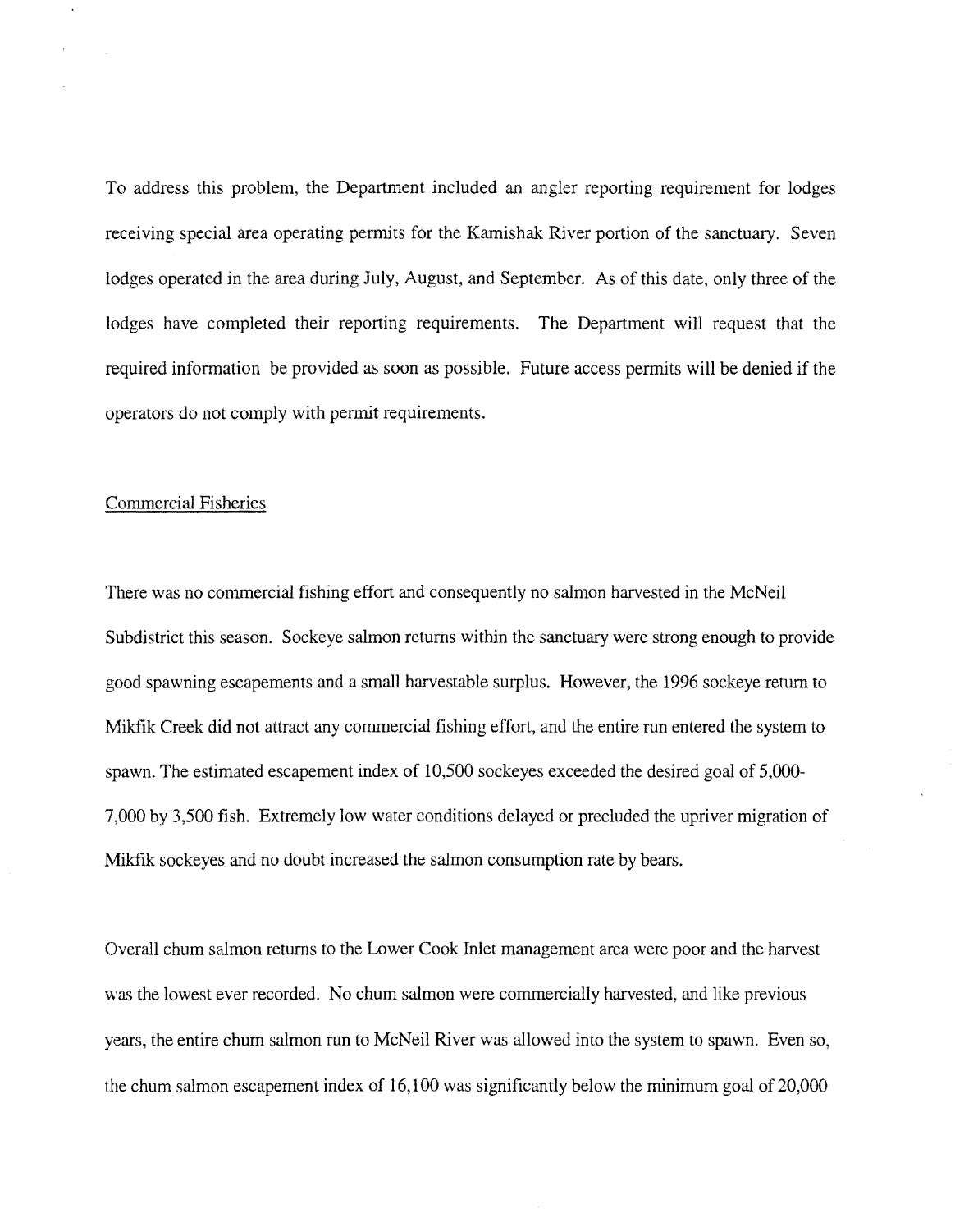To address this problem, the Department included an angler reporting requirement for lodges receiving special area operating permits for the Kamishak River portion of the sanctuary. Seven lodges operated in the area during July, August, and September. As of this date, only three of the lodges have completed their reporting requirements. The Department will request that the required information be provided as soon as possible. Future access permits will be denied if the operators do not comply with permit requirements.

## Commercial Fisheries

There was no commercial fishing effort and consequently no salmon harvested in the McNeil Subdistrict this season. Sockeye salmon returns within the sanctuary were strong enough to provide good spawning escapements and a small harvestable surplus. However, the 1996 sockeye return to Mikfik Creek did not attract any commercial fishing effort, and the entire run entered the system to spawn. The estimated escapement index of 10,500 sockeyes exceeded the desired goal of 5,000-7,000 by 3,500 fish. Extremely low water conditions delayed or precluded the upriver migration of Mikfik sockeyes and no doubt increased the salmon consumption rate by bears.

Overall chum salmon returns to the Lower Cook Inlet management area were poor and the harvest was the lowest ever recorded. No chum salmon were commercially harvested, and like previous years, the entire chum salmon run to McNeil River was allowed into the system to spawn. Even so, the chum salmon escapement index of 16,100 was significantly below the minimum goal of 20,000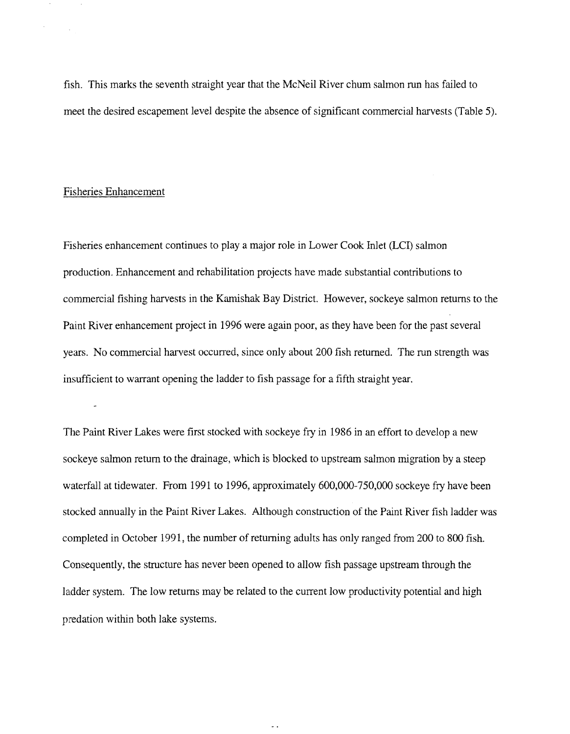fish. This marks the seventh straight year that the McNeil River chum salmon run has failed to meet the desired escapement level despite the absence of significant commercial harvests (Table 5).

## Fisheries Enhancement

Fisheries enhancement continues to play a major role in Lower Cook Inlet (LCI) salmon production. Enhancement and rehabilitation projects have made substantial contributions to commercial fishing harvests in the Kamishak Bay District. However, sockeye salmon returns to the Paint River enhancement project in 1996 were again poor, as they have been for the past several years. No commercial harvest occurred, since only about 200 fish returned. The run strength was insufficient to warrant opening the ladder to fish passage for a fifth straight year.

The Paint River Lakes were first stocked with sockeye fry in 1986 in an effort to develop a new sockeye salmon return to the drainage, which is blocked to upstream salmon migration by a steep waterfall at tidewater. From 1991 to 1996, approximately 600,000-750,000 sockeye fry have been stocked annually in the Paint River Lakes. Although construction of the Paint River fish ladder was completed in October 1991, the number of returning adults has only ranged from 200 to 800 fish. Consequently, the structure has never been opened to allow fish passage upstream through the ladder system. The low returns may be related to the current low productivity potential and high predation within both lake systems.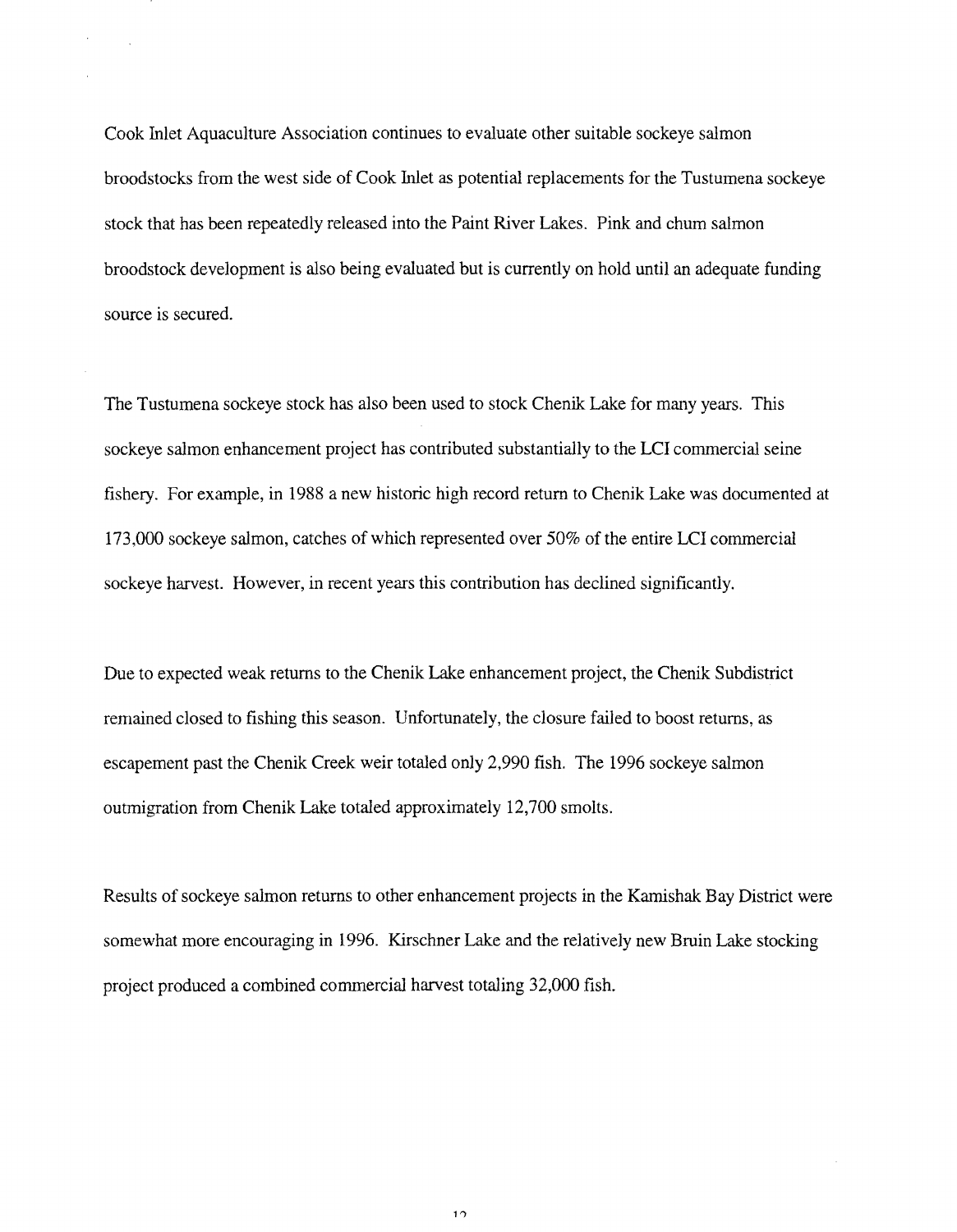Cook Inlet Aquaculture Association continues to evaluate other suitable sockeye salmon broodstocks from the west side of Cook Inlet as potential replacements for the Tustumena sockeye stock that has been repeatedly released into the Paint River Lakes. Pink and chum salmon broodstock development is also being evaluated but is currently on hold until an adequate funding source is secured.

The Tustumena sockeye stock has also been used to stock Chenik Lake for many years. This sockeye salmon enhancement project has contributed substantially to the LCI commercial seine fishery. For example, in 1988 a new historic high record return to Chenik Lake was documented at 173,000 sockeye salmon, catches of which represented over 50% of the entire LCI commercial sockeye harvest. However, in recent years this contribution has declined significantly.

Due to expected weak returns to the Chenik Lake enhancement project, the Chenik Subdistrict remained closed to fishing this season. Unfortunately, the closure failed to boost returns, as escapement past the Chenik Creek weir totaled only 2,990 fish. The 1996 sockeye salmon outmigration from Chenik Lake totaled approximately 12,700 smolts.

Results of sockeye salmon returns to other enhancement projects in the Kamishak Bay District were somewhat more encouraging in 1996. Kirschner Lake and the relatively new Bruin Lake stocking project produced a combined commercial harvest totaling 32,000 fish.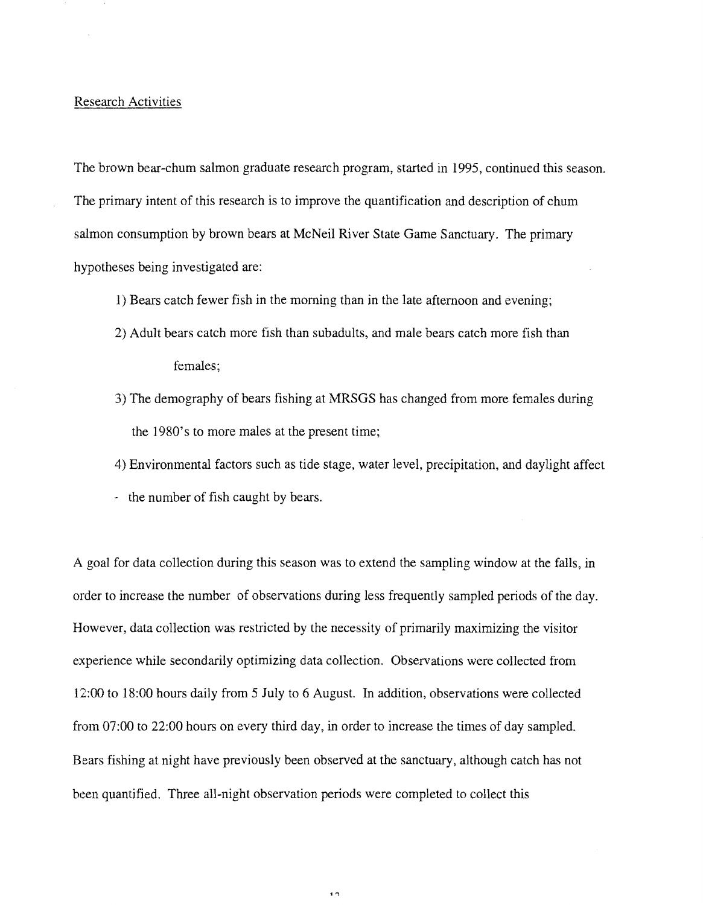Research Activities

The brown bear-chum salmon graduate research program, started in 1995, continued this season. The primary intent of this research is to improve the quantification and description of chum salmon consumption by brown bears at McNeil River State Game Sanctuary. The primary hypotheses being investigated are:

1) Bears catch fewer fish in the morning than in the late afternoon and evening;
2) Adult bears catch more fish than subadults, and male bears catch more fish than females;
3) The demography of bears fishing at MRSGS has changed from more females during the 1980's to more males at the present time;
4) Environmental factors such as tide stage, water level, precipitation, and daylight affect the number of fish caught by bears.

A goal for data collection during this season was to extend the sampling window at the falls, in order to increase the number of observations during less frequently sampled periods of the day. However, data collection was restricted by the necessity of primarily maximizing the visitor experience while secondarily optimizing data collection. Observations were collected from 12:00 to 18:00 hours daily from 5 July to 6 August. In addition, observations were collected from 07:00 to 22:00 hours on every third day, in order to increase the times of day sampled. Bears fishing at night have previously been observed at the sanctuary, although catch has not been quantified. Three all-night observation periods were completed to collect this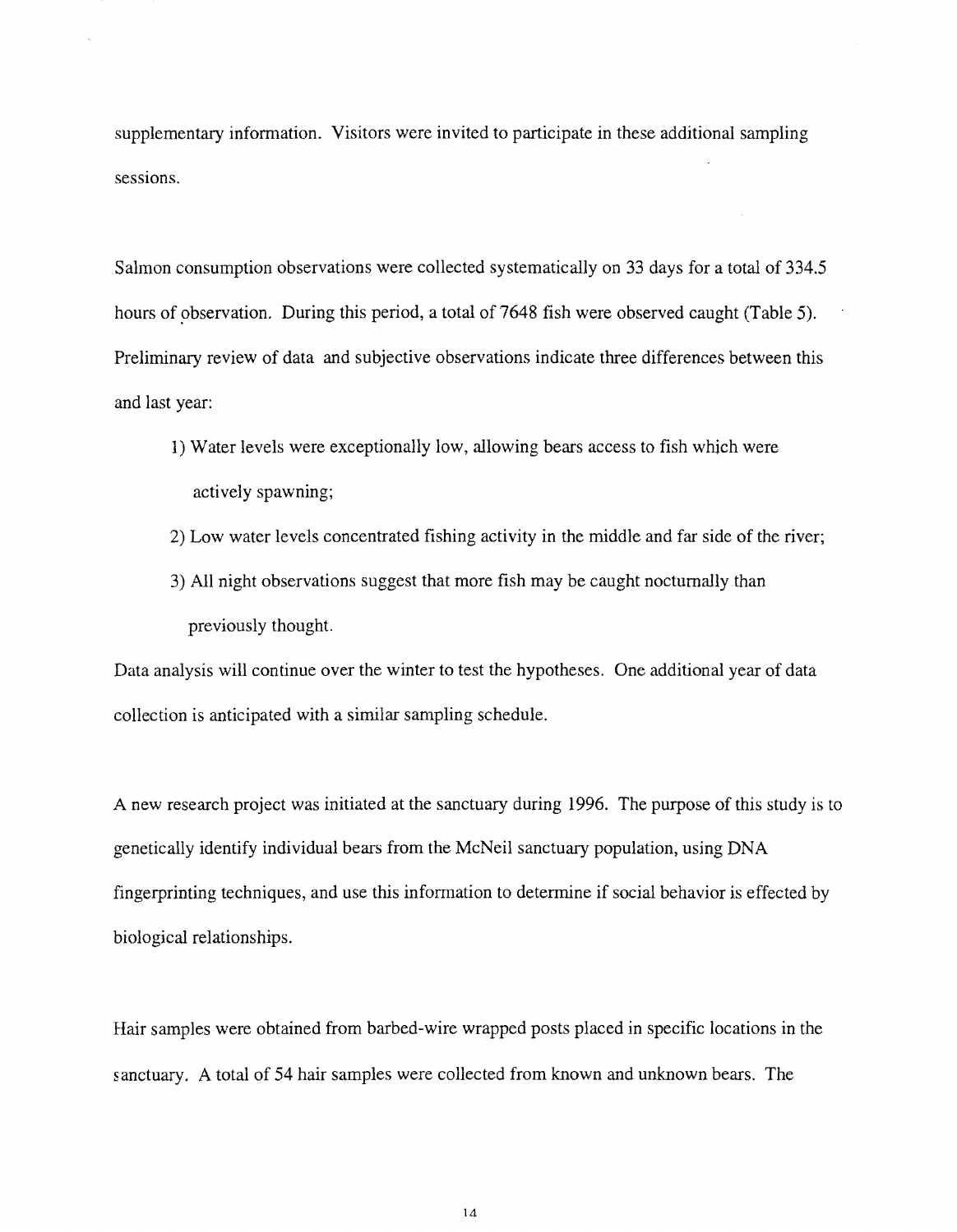supplementary information. Visitors were invited to participate in these additional sampling sessions.

Salmon consumption observations were collected systematically on 33 days for a total of 334.5 hours of observation. During this period, a total of 7648 fish were observed caught (Table 5). Preliminary review of data and subjective observations indicate three differences between this and last year:

1) Water levels were exceptionally low, allowing bears access to fish which were actively spawning;
2) Low water levels concentrated fishing activity in the middle and far side of the river;
3) All night observations suggest that more fish may be caught nocturnally than previously thought.

Data analysis will continue over the winter to test the hypotheses. One additional year of data collection is anticipated with a similar sampling schedule.

A new research project was initiated at the sanctuary during 1996. The purpose of this study is to genetically identify individual bears from the McNeil sanctuary population, using DNA fingerprinting techniques, and use this information to determine if social behavior is effected by biological relationships.

Hair samples were obtained from barbed-wire wrapped posts placed in specific locations in the sanctuary. A total of 54 hair samples were collected from known and unknown bears. The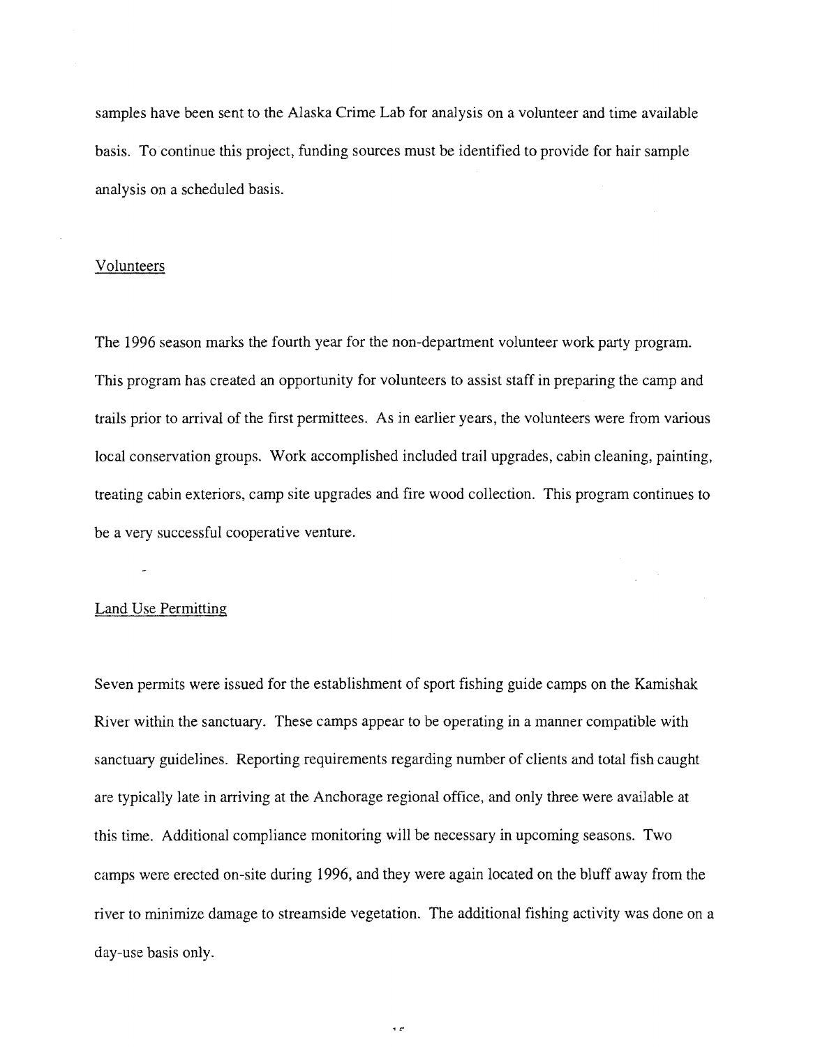samples have been sent to the Alaska Crime Lab for analysis on a volunteer and time available basis. To continue this project, funding sources must be identified to provide for hair sample analysis on a scheduled basis.

## Volunteers

The 1996 season marks the fourth year for the non-department volunteer work party program. This program has created an opportunity for volunteers to assist staff in preparing the camp and trails prior to arrival of the first permittees. As in earlier years, the volunteers were from various local conservation groups. Work accomplished included trail upgrades, cabin cleaning, painting, treating cabin exteriors, camp site upgrades and fire wood collection. This program continues to be a very successful cooperative venture.

## Land Use Permitting

Seven permits were issued for the establishment of sport fishing guide camps on the Kamishak River within the sanctuary. These camps appear to be operating in a manner compatible with sanctuary guidelines. Reporting requirements regarding number of clients and total fish caught are typically late in arriving at the Anchorage regional office, and only three were available at this time. Additional compliance monitoring will be necessary in upcoming seasons. Two camps were erected on-site during 1996, and they were again located on the bluff away from the river to minimize damage to streamside vegetation. The additional fishing activity was done on a day-use basis only.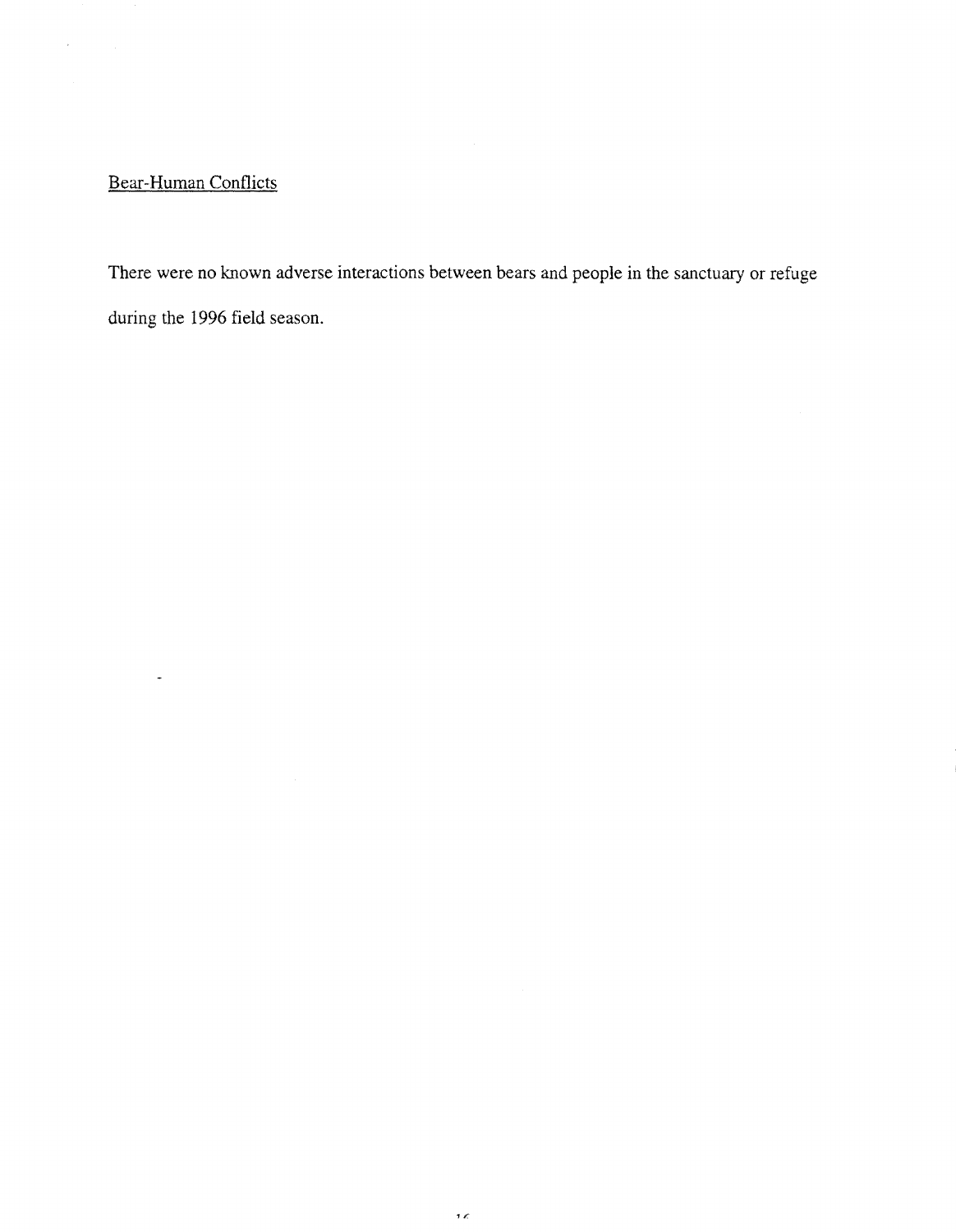## Bear-Human Conflicts

There were no known adverse interactions between bears and people in the sanctuary or refuge during the 1996 field season.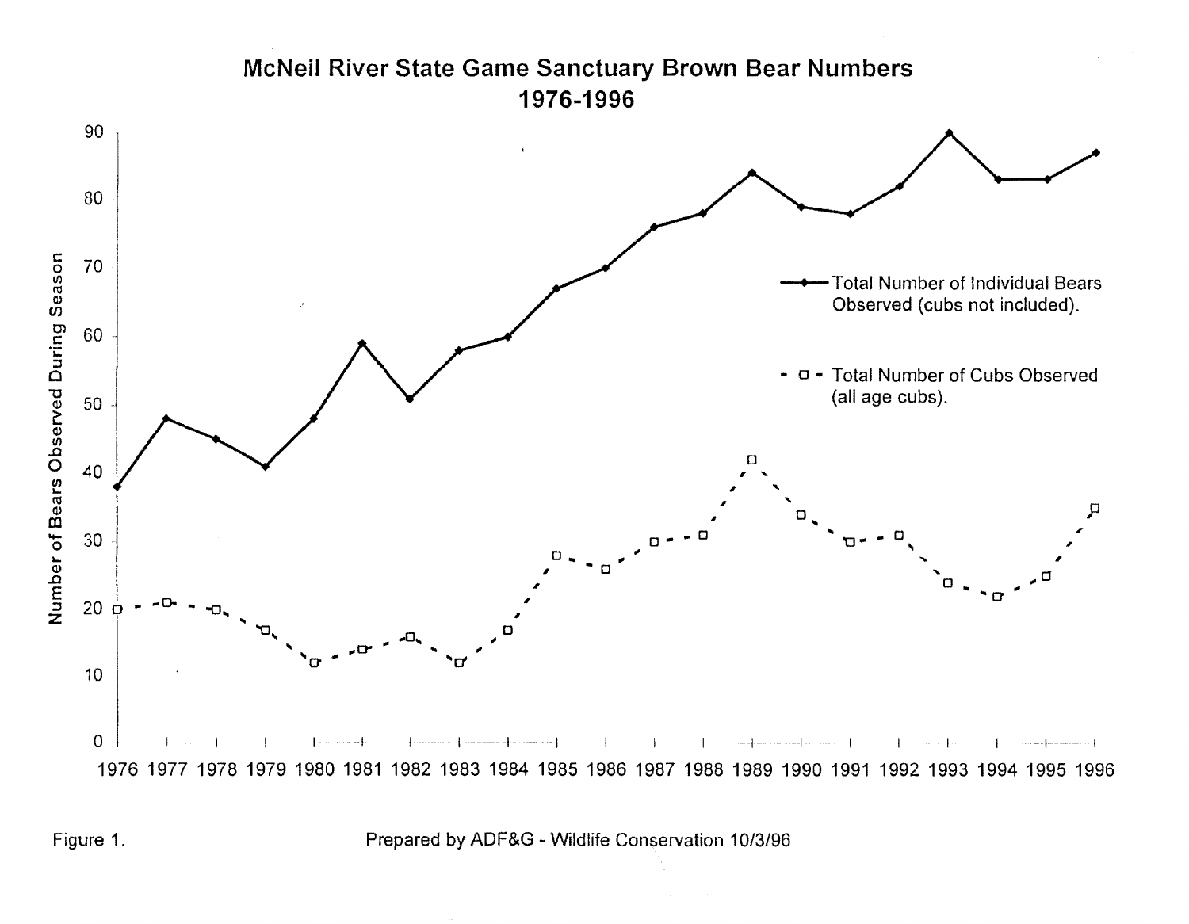## McNeil River State Game Sanctuary Brown Bear Numbers
## 1976-1996

Number of Bears Observed During Season

Total Number of Individual Bears Observed (cubs not included).

Total Number of Cubs Observed (all age cubs).

Figure 1.

Prepared by ADF&G - Wildlife Conservation 10/3/96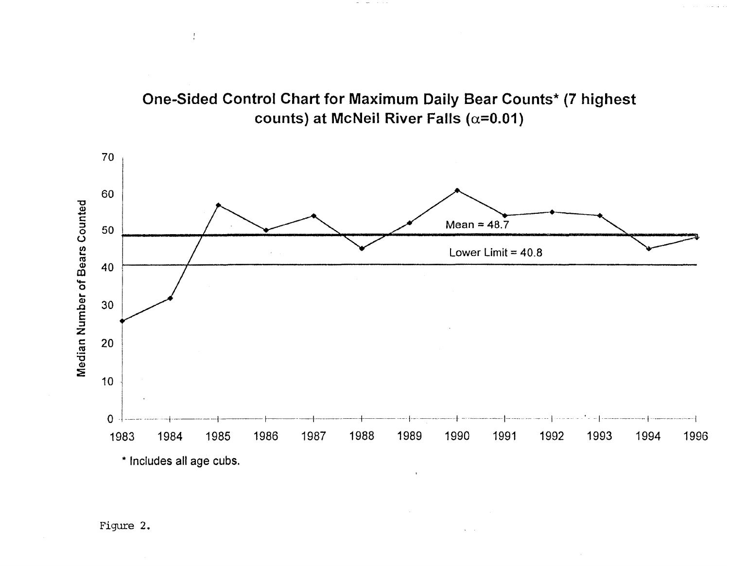## One-Sided Control Chart for Maximum Daily Bear Counts* (7 highest counts) at McNeil River Falls ($\alpha$=0.01)

Mean = 48.7

Lower Limit = 40.8

Median Number of Bears Counted

1983 1984 1985 1986 1987 1988 1989 1990 1991 1992 1993 1994 1996

* Includes all age cubs.

Figure 2.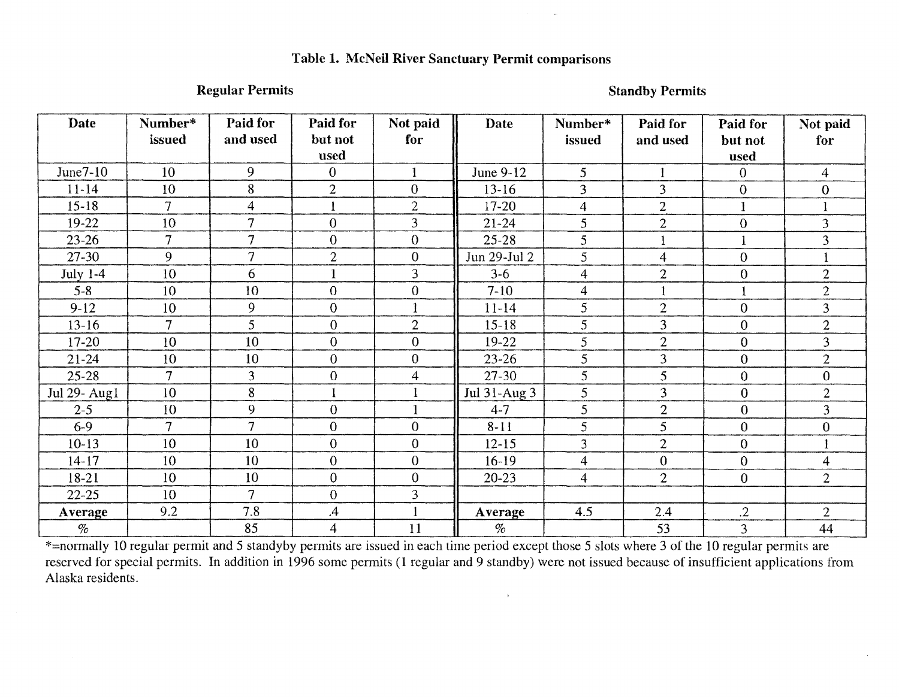**Table 1. McNeil River Sanctuary Permit comparisons**

| Regular Permits | | | | | Standby Permits | | | | |
|---|---|---|---|---|---|---|---|---|---|
| Date | Number* issued | Paid for and used | Paid for but not used | Not paid for | Date | Number* issued | Paid for and used | Paid for but not used | Not paid for |
| June7-10 | 10 | 9 | 0 | 1 | June 9-12 | 5 | 1 | 0 | 4 |
| 11-14 | 10 | 8 | 2 | 0 | 13-16 | 3 | 3 | 0 | 0 |
| 15-18 | 7 | 4 | 1 | 2 | 17-20 | 4 | 2 | 1 | 1 |
| 19-22 | 10 | 7 | 0 | 3 | 21-24 | 5 | 2 | 0 | 3 |
| 23-26 | 7 | 7 | 0 | 0 | 25-28 | 5 | 1 | 1 | 3 |
| 27-30 | 9 | 7 | 2 | 0 | Jun 29-Jul 2 | 5 | 4 | 0 | 1 |
| July 1-4 | 10 | 6 | 1 | 3 | 3-6 | 4 | 2 | 0 | 2 |
| 5-8 | 10 | 10 | 0 | 0 | 7-10 | 4 | 1 | 1 | 2 |
| 9-12 | 10 | 9 | 0 | 1 | 11-14 | 5 | 2 | 0 | 3 |
| 13-16 | 7 | 5 | 0 | 2 | 15-18 | 5 | 3 | 0 | 2 |
| 17-20 | 10 | 10 | 0 | 0 | 19-22 | 5 | 2 | 0 | 3 |
| 21-24 | 10 | 10 | 0 | 0 | 23-26 | 5 | 3 | 0 | 2 |
| 25-28 | 7 | 3 | 0 | 4 | 27-30 | 5 | 5 | 0 | 0 |
| Jul 29- Aug1 | 10 | 8 | 1 | 1 | Jul 31-Aug 3 | 5 | 3 | 0 | 2 |
| 2-5 | 10 | 9 | 0 | 1 | 4-7 | 5 | 2 | 0 | 3 |
| 6-9 | 7 | 7 | 0 | 0 | 8-11 | 5 | 5 | 0 | 0 |
| 10-13 | 10 | 10 | 0 | 0 | 12-15 | 3 | 2 | 0 | 1 |
| 14-17 | 10 | 10 | 0 | 0 | 16-19 | 4 | 0 | 0 | 4 |
| 18-21 | 10 | 10 | 0 | 0 | 20-23 | 4 | 2 | 0 | 2 |
| 22-25 | 10 | 7 | 0 | 3 | | | | | |
| **Average** | 9.2 | 7.8 | .4 | 1 | **Average** | 4.5 | 2.4 | .2 | 2 |
| % | | 85 | 4 | 11 | % | | 53 | 3 | 44 |

*=normally 10 regular permit and 5 standyby permits are issued in each time period except those 5 slots where 3 of the 10 regular permits are reserved for special permits. In addition in 1996 some permits (1 regular and 9 standby) were not issued because of insufficient applications from Alaska residents.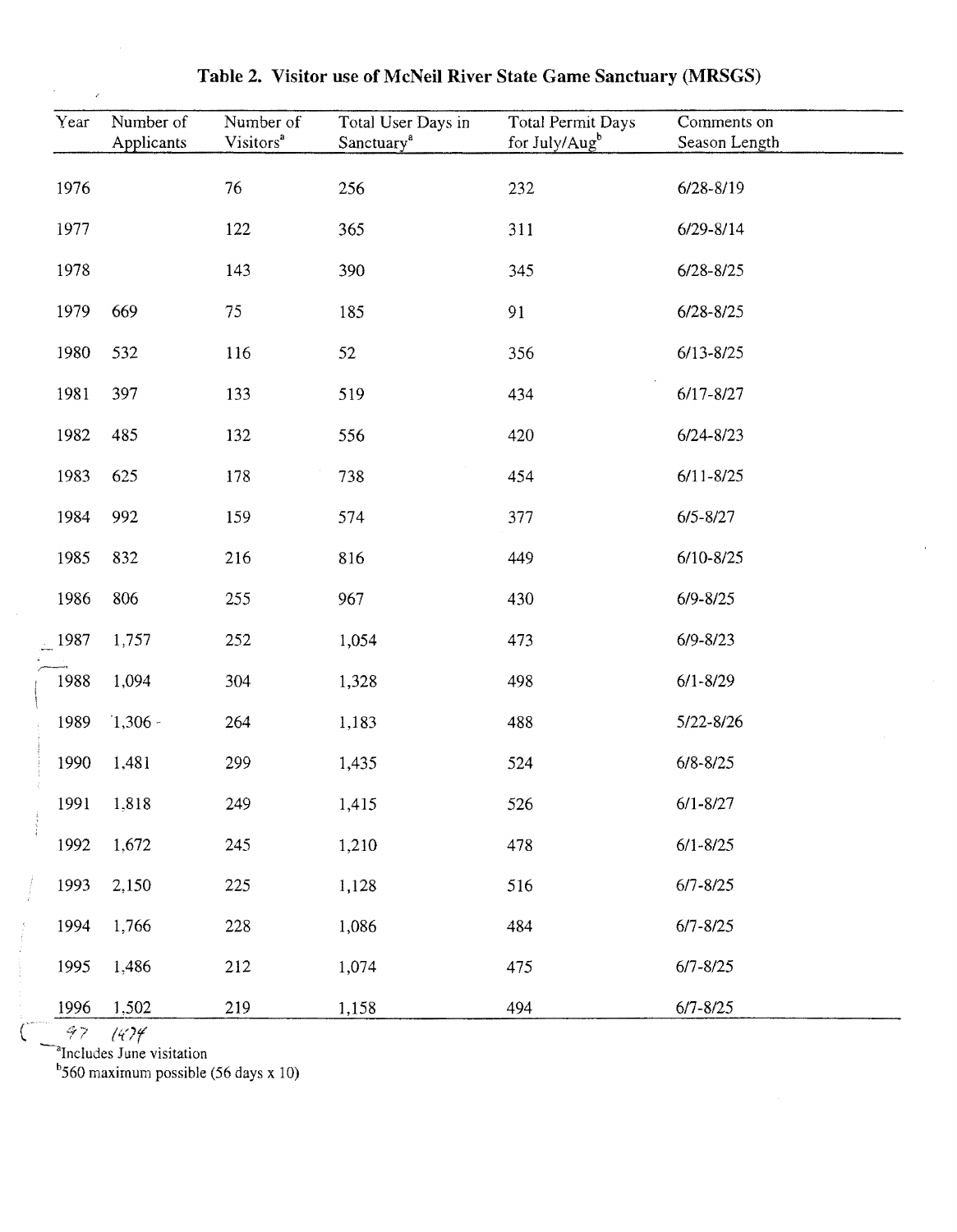**Table 2. Visitor use of McNeil River State Game Sanctuary (MRSGS)**

| Year | Number of Applicants | Number of Visitors[a] | Total User Days in Sanctuary[a] | Total Permit Days for July/Aug[b] | Comments on Season Length |
|---|---|---|---|---|---|
| 1976 | | 76 | 256 | 232 | 6/28-8/19 |
| 1977 | | 122 | 365 | 311 | 6/29-8/14 |
| 1978 | | 143 | 390 | 345 | 6/28-8/25 |
| 1979 | 669 | 75 | 185 | 91 | 6/28-8/25 |
| 1980 | 532 | 116 | 52 | 356 | 6/13-8/25 |
| 1981 | 397 | 133 | 519 | 434 | 6/17-8/27 |
| 1982 | 485 | 132 | 556 | 420 | 6/24-8/23 |
| 1983 | 625 | 178 | 738 | 454 | 6/11-8/25 |
| 1984 | 992 | 159 | 574 | 377 | 6/5-8/27 |
| 1985 | 832 | 216 | 816 | 449 | 6/10-8/25 |
| 1986 | 806 | 255 | 967 | 430 | 6/9-8/25 |
| 1987 | 1,757 | 252 | 1,054 | 473 | 6/9-8/23 |
| 1988 | 1,094 | 304 | 1,328 | 498 | 6/1-8/29 |
| 1989 | 1,306 | 264 | 1,183 | 488 | 5/22-8/26 |
| 1990 | 1,481 | 299 | 1,435 | 524 | 6/8-8/25 |
| 1991 | 1,818 | 249 | 1,415 | 526 | 6/1-8/27 |
| 1992 | 1,672 | 245 | 1,210 | 478 | 6/1-8/25 |
| 1993 | 2,150 | 225 | 1,128 | 516 | 6/7-8/25 |
| 1994 | 1,766 | 228 | 1,086 | 484 | 6/7-8/25 |
| 1995 | 1,486 | 212 | 1,074 | 475 | 6/7-8/25 |
| 1996 | 1,502 | 219 | 1,158 | 494 | 6/7-8/25 |
| 97 | 1474 | | | | |

[a]Includes June visitation

[b]560 maximum possible (56 days x 10)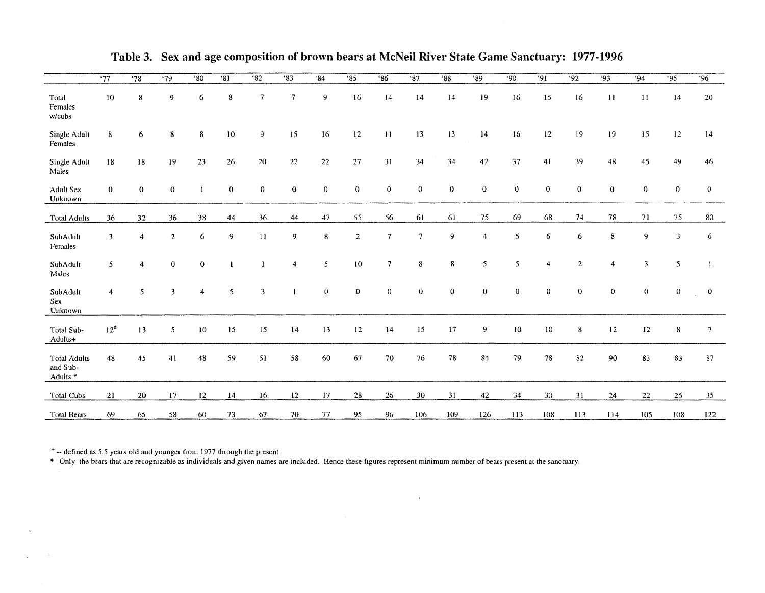## Table 3. Sex and age composition of brown bears at McNeil River State Game Sanctuary: 1977-1996

| | '77 | '78 | '79 | '80 | '81 | '82 | '83 | '84 | '85 | '86 | '87 | '88 | '89 | '90 | '91 | '92 | '93 | '94 | '95 | '96 |
|---|---|---|---|---|---|---|---|---|---|---|---|---|---|---|---|---|---|---|---|---|
| Total Females w/cubs | 10 | 8 | 9 | 6 | 8 | 7 | 7 | 9 | 16 | 14 | 14 | 14 | 19 | 16 | 15 | 16 | 11 | 11 | 14 | 20 |
| Single Adult Females | 8 | 6 | 8 | 8 | 10 | 9 | 15 | 16 | 12 | 11 | 13 | 13 | 14 | 16 | 12 | 19 | 19 | 15 | 12 | 14 |
| Single Adult Males | 18 | 18 | 19 | 23 | 26 | 20 | 22 | 22 | 27 | 31 | 34 | 34 | 42 | 37 | 41 | 39 | 48 | 45 | 49 | 46 |
| Adult Sex Unknown | 0 | 0 | 0 | 1 | 0 | 0 | 0 | 0 | 0 | 0 | 0 | 0 | 0 | 0 | 0 | 0 | 0 | 0 | 0 | 0 |
| Total Adults | 36 | 32 | 36 | 38 | 44 | 36 | 44 | 47 | 55 | 56 | 61 | 61 | 75 | 69 | 68 | 74 | 78 | 71 | 75 | 80 |
| SubAdult Females | 3 | 4 | 2 | 6 | 9 | 11 | 9 | 8 | 2 | 7 | 7 | 9 | 4 | 5 | 6 | 6 | 8 | 9 | 3 | 6 |
| SubAdult Males | 5 | 4 | 0 | 0 | 1 | 1 | 4 | 5 | 10 | 7 | 8 | 8 | 5 | 5 | 4 | 2 | 4 | 3 | 5 | 1 |
| SubAdult Sex Unknown | 4 | 5 | 3 | 4 | 5 | 3 | 1 | 0 | 0 | 0 | 0 | 0 | 0 | 0 | 0 | 0 | 0 | 0 | 0 | 0 |
| Total Sub-Adults+ | 12[d] | 13 | 5 | 10 | 15 | 15 | 14 | 13 | 12 | 14 | 15 | 17 | 9 | 10 | 10 | 8 | 12 | 12 | 8 | 7 |
| Total Adults and Sub-Adults * | 48 | 45 | 41 | 48 | 59 | 51 | 58 | 60 | 67 | 70 | 76 | 78 | 84 | 79 | 78 | 82 | 90 | 83 | 83 | 87 |
| Total Cubs | 21 | 20 | 17 | 12 | 14 | 16 | 12 | 17 | 28 | 26 | 30 | 31 | 42 | 34 | 30 | 31 | 24 | 22 | 25 | 35 |
| Total Bears | 69 | 65 | 58 | 60 | 73 | 67 | 70 | 77 | 95 | 96 | 106 | 109 | 126 | 113 | 108 | 113 | 114 | 105 | 108 | 122 |

+ -- defined as 5.5 years old and younger from 1977 through the present

* Only the bears that are recognizable as individuals and given names are included. Hence these figures represent minimum number of bears present at the sanctuary.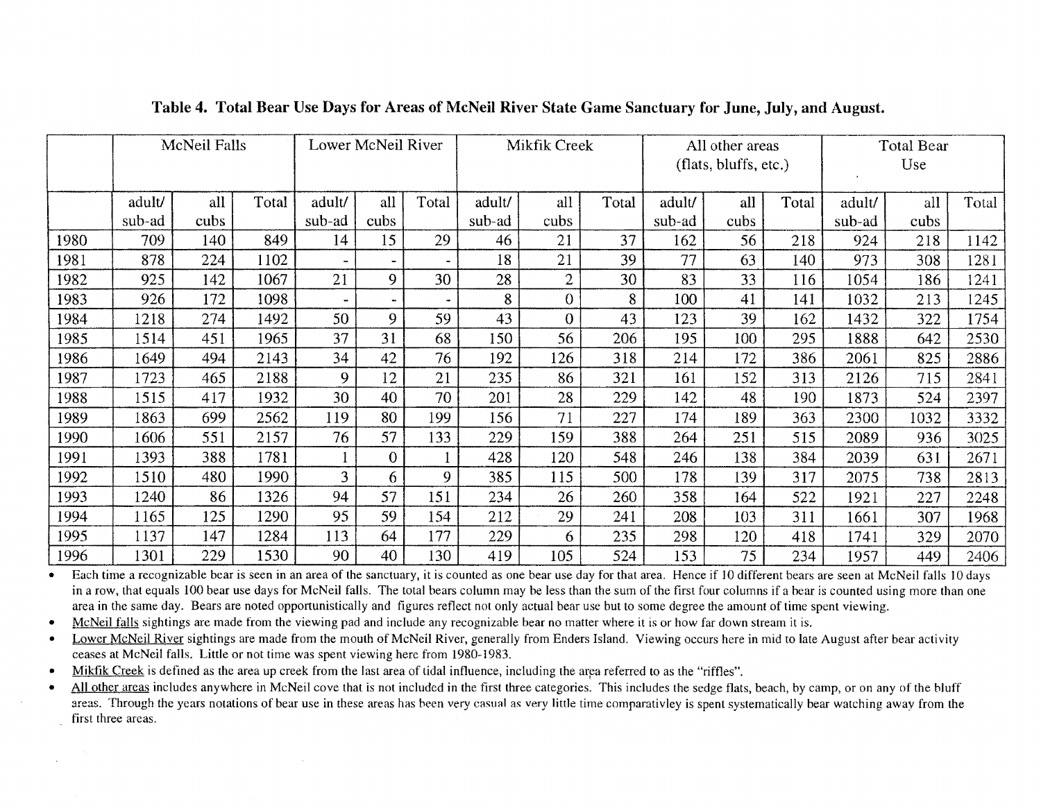**Table 4. Total Bear Use Days for Areas of McNeil River State Game Sanctuary for June, July, and August.**

| | McNeil Falls | | | Lower McNeil River | | | Mikfik Creek | | | All other areas (flats, bluffs, etc.) | | | Total Bear Use | | |
|---|---|---|---|---|---|---|---|---|---|---|---|---|---|---|---|
| | adult/ sub-ad | all cubs | Total | adult/ sub-ad | all cubs | Total | adult/ sub-ad | all cubs | Total | adult/ sub-ad | all cubs | Total | adult/ sub-ad | all cubs | Total |
| 1980 | 709 | 140 | 849 | 14 | 15 | 29 | 46 | 21 | 37 | 162 | 56 | 218 | 924 | 218 | 1142 |
| 1981 | 878 | 224 | 1102 | - | - | - | 18 | 21 | 39 | 77 | 63 | 140 | 973 | 308 | 1281 |
| 1982 | 925 | 142 | 1067 | 21 | 9 | 30 | 28 | 2 | 30 | 83 | 33 | 116 | 1054 | 186 | 1241 |
| 1983 | 926 | 172 | 1098 | - | - | - | 8 | 0 | 8 | 100 | 41 | 141 | 1032 | 213 | 1245 |
| 1984 | 1218 | 274 | 1492 | 50 | 9 | 59 | 43 | 0 | 43 | 123 | 39 | 162 | 1432 | 322 | 1754 |
| 1985 | 1514 | 451 | 1965 | 37 | 31 | 68 | 150 | 56 | 206 | 195 | 100 | 295 | 1888 | 642 | 2530 |
| 1986 | 1649 | 494 | 2143 | 34 | 42 | 76 | 192 | 126 | 318 | 214 | 172 | 386 | 2061 | 825 | 2886 |
| 1987 | 1723 | 465 | 2188 | 9 | 12 | 21 | 235 | 86 | 321 | 161 | 152 | 313 | 2126 | 715 | 2841 |
| 1988 | 1515 | 417 | 1932 | 30 | 40 | 70 | 201 | 28 | 229 | 142 | 48 | 190 | 1873 | 524 | 2397 |
| 1989 | 1863 | 699 | 2562 | 119 | 80 | 199 | 156 | 71 | 227 | 174 | 189 | 363 | 2300 | 1032 | 3332 |
| 1990 | 1606 | 551 | 2157 | 76 | 57 | 133 | 229 | 159 | 388 | 264 | 251 | 515 | 2089 | 936 | 3025 |
| 1991 | 1393 | 388 | 1781 | 1 | 0 | 1 | 428 | 120 | 548 | 246 | 138 | 384 | 2039 | 631 | 2671 |
| 1992 | 1510 | 480 | 1990 | 3 | 6 | 9 | 385 | 115 | 500 | 178 | 139 | 317 | 2075 | 738 | 2813 |
| 1993 | 1240 | 86 | 1326 | 94 | 57 | 151 | 234 | 26 | 260 | 358 | 164 | 522 | 1921 | 227 | 2248 |
| 1994 | 1165 | 125 | 1290 | 95 | 59 | 154 | 212 | 29 | 241 | 208 | 103 | 311 | 1661 | 307 | 1968 |
| 1995 | 1137 | 147 | 1284 | 113 | 64 | 177 | 229 | 6 | 235 | 298 | 120 | 418 | 1741 | 329 | 2070 |
| 1996 | 1301 | 229 | 1530 | 90 | 40 | 130 | 419 | 105 | 524 | 153 | 75 | 234 | 1957 | 449 | 2406 |

- Each time a recognizable bear is seen in an area of the sanctuary, it is counted as one bear use day for that area. Hence if 10 different bears are seen at McNeil falls 10 days in a row, that equals 100 bear use days for McNeil falls. The total bears column may be less than the sum of the first four columns if a bear is counted using more than one area in the same day. Bears are noted opportunistically and figures reflect not only actual bear use but to some degree the amount of time spent viewing.
- McNeil falls sightings are made from the viewing pad and include any recognizable bear no matter where it is or how far down stream it is.
- Lower McNeil River sightings are made from the mouth of McNeil River, generally from Enders Island. Viewing occurs here in mid to late August after bear activity ceases at McNeil falls. Little or not time was spent viewing here from 1980-1983.
- Mikfik Creek is defined as the area up creek from the last area of tidal influence, including the area referred to as the "riffles".
- All other areas includes anywhere in McNeil cove that is not included in the first three categories. This includes the sedge flats, beach, by camp, or on any of the bluff areas. Through the years notations of bear use in these areas has been very casual as very little time comparativley is spent systematically bear watching away from the first three areas.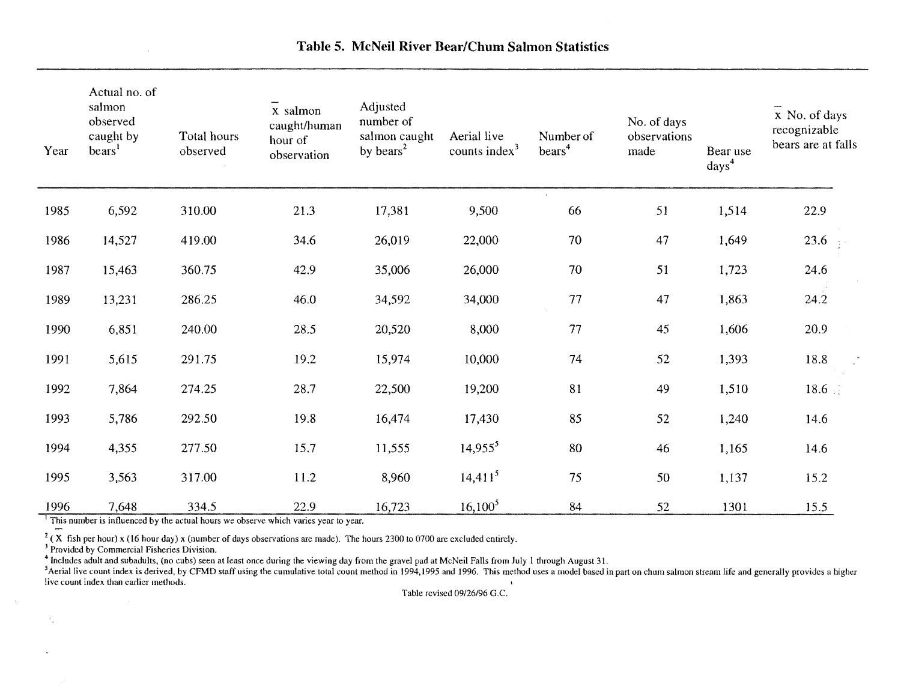# Table 5. McNeil River Bear/Chum Salmon Statistics

| Year | Actual no. of salmon observed caught by bears[1] | Total hours observed | $\bar{x}$ salmon caught/human hour of observation | Adjusted number of salmon caught by bears[2] | Aerial live counts index[3] | Number of bears[4] | No. of days observations made | Bear use days[4] | $\bar{x}$ No. of days recognizable bears are at falls |
|---|---|---|---|---|---|---|---|---|---|
| 1985 | 6,592 | 310.00 | 21.3 | 17,381 | 9,500 | 66 | 51 | 1,514 | 22.9 |
| 1986 | 14,527 | 419.00 | 34.6 | 26,019 | 22,000 | 70 | 47 | 1,649 | 23.6 |
| 1987 | 15,463 | 360.75 | 42.9 | 35,006 | 26,000 | 70 | 51 | 1,723 | 24.6 |
| 1989 | 13,231 | 286.25 | 46.0 | 34,592 | 34,000 | 77 | 47 | 1,863 | 24.2 |
| 1990 | 6,851 | 240.00 | 28.5 | 20,520 | 8,000 | 77 | 45 | 1,606 | 20.9 |
| 1991 | 5,615 | 291.75 | 19.2 | 15,974 | 10,000 | 74 | 52 | 1,393 | 18.8 |
| 1992 | 7,864 | 274.25 | 28.7 | 22,500 | 19,200 | 81 | 49 | 1,510 | 18.6 |
| 1993 | 5,786 | 292.50 | 19.8 | 16,474 | 17,430 | 85 | 52 | 1,240 | 14.6 |
| 1994 | 4,355 | 277.50 | 15.7 | 11,555 | 14,955[5] | 80 | 46 | 1,165 | 14.6 |
| 1995 | 3,563 | 317.00 | 11.2 | 8,960 | 14,411[5] | 75 | 50 | 1,137 | 15.2 |
| 1996 | 7,648 | 334.5 | 22.9 | 16,723 | 16,100[5] | 84 | 52 | 1301 | 15.5 |

[1] This number is influenced by the actual hours we observe which varies year to year.

[2] ($\bar{X}$ fish per hour) x (16 hour day) x (number of days observations are made). The hours 2300 to 0700 are excluded entirely.

[3] Provided by Commercial Fisheries Division.

[4] Includes adult and subadults, (no cubs) seen at least once during the viewing day from the gravel pad at McNeil Falls from July 1 through August 31.

[5] Aerial live count index is derived, by CFMD staff using the cumulative total count method in 1994,1995 and 1996. This method uses a model based in part on chum salmon stream life and generally provides a higher live count index than earlier methods.

Table revised 09/26/96 G.C.